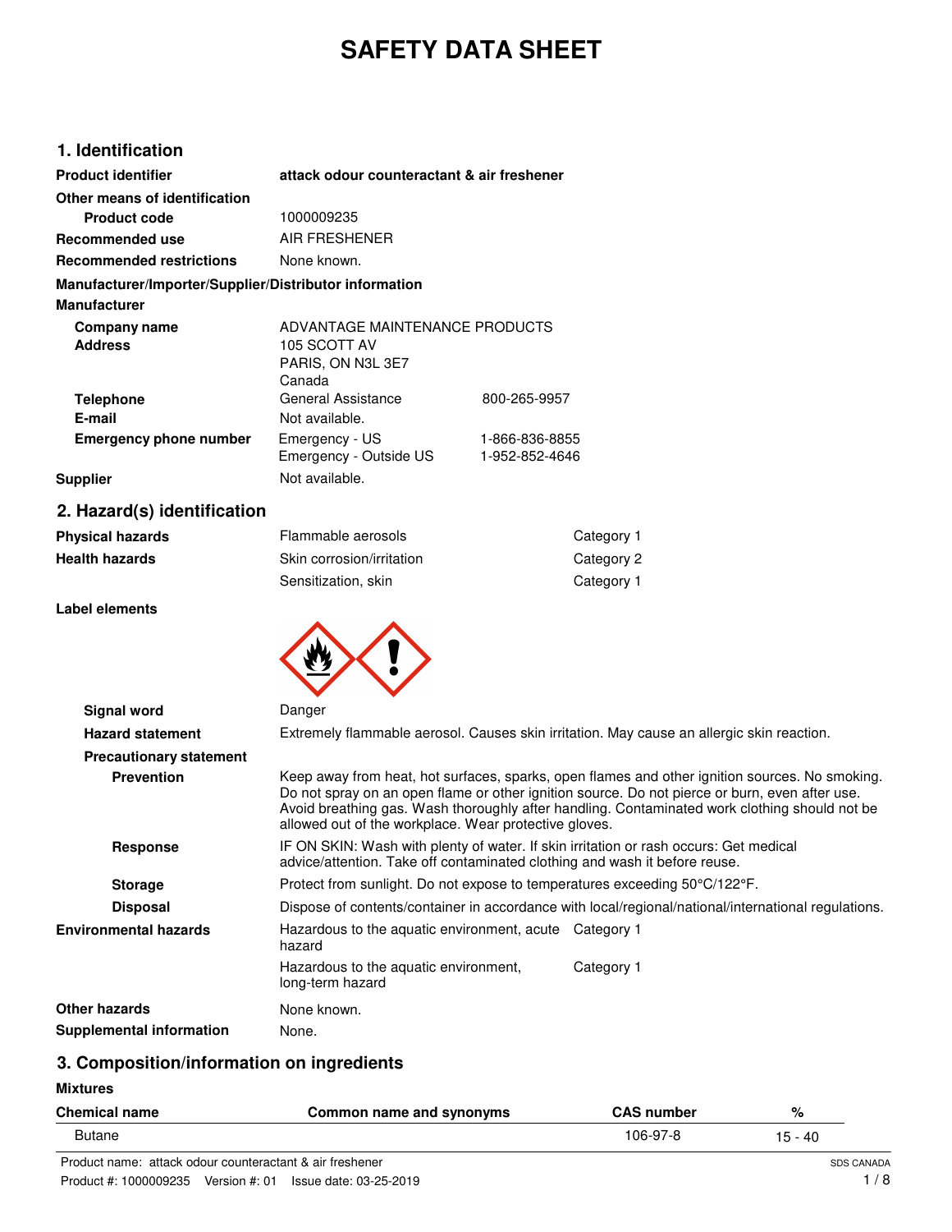# SAFETY DATA SHEET

## 1. Identification

**Product identifier** attack odour counteractant & air freshener

**Other means of identification**

**Product code** 1000009235

**Recommended use** AIR FRESHENER

**Recommended restrictions** None known.

**Manufacturer/Importer/Supplier/Distributor information**

**Manufacturer**

**Company name** ADVANTAGE MAINTENANCE PRODUCTS

**Address** 105 SCOTT AV
PARIS, ON N3L 3E7
Canada

**Telephone** General Assistance 800-265-9957

**E-mail** Not available.

**Emergency phone number** Emergency - US 1-866-836-8855
Emergency - Outside US 1-952-852-4646

**Supplier** Not available.

## 2. Hazard(s) identification

| | | |
|---|---|---|
| **Physical hazards** | Flammable aerosols | Category 1 |
| **Health hazards** | Skin corrosion/irritation | Category 2 |
| | Sensitization, skin | Category 1 |

**Label elements**

**Signal word** Danger

**Hazard statement** Extremely flammable aerosol. Causes skin irritation. May cause an allergic skin reaction.

**Precautionary statement**

**Prevention** Keep away from heat, hot surfaces, sparks, open flames and other ignition sources. No smoking. Do not spray on an open flame or other ignition source. Do not pierce or burn, even after use. Avoid breathing gas. Wash thoroughly after handling. Contaminated work clothing should not be allowed out of the workplace. Wear protective gloves.

**Response** IF ON SKIN: Wash with plenty of water. If skin irritation or rash occurs: Get medical advice/attention. Take off contaminated clothing and wash it before reuse.

**Storage** Protect from sunlight. Do not expose to temperatures exceeding 50°C/122°F.

**Disposal** Dispose of contents/container in accordance with local/regional/national/international regulations.

| | | |
|---|---|---|
| **Environmental hazards** | Hazardous to the aquatic environment, acute hazard | Category 1 |
| | Hazardous to the aquatic environment, long-term hazard | Category 1 |

**Other hazards** None known.

**Supplemental information** None.

## 3. Composition/information on ingredients

**Mixtures**

| Chemical name | Common name and synonyms | CAS number | % |
|---|---|---|---|
| Butane | | 106-97-8 | 15 - 40 |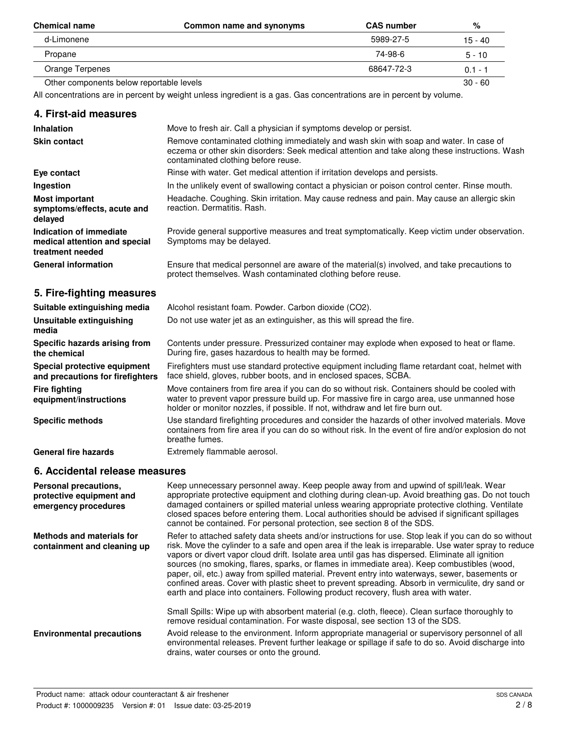| Chemical name | Common name and synonyms | CAS number | % |
|---|---|---|---|
| d-Limonene | | 5989-27-5 | 15 - 40 |
| Propane | | 74-98-6 | 5 - 10 |
| Orange Terpenes | | 68647-72-3 | 0.1 - 1 |
| Other components below reportable levels | | | 30 - 60 |

All concentrations are in percent by weight unless ingredient is a gas. Gas concentrations are in percent by volume.

## 4. First-aid measures

| | |
|---|---|
| **Inhalation** | Move to fresh air. Call a physician if symptoms develop or persist. |
| **Skin contact** | Remove contaminated clothing immediately and wash skin with soap and water. In case of eczema or other skin disorders: Seek medical attention and take along these instructions. Wash contaminated clothing before reuse. |
| **Eye contact** | Rinse with water. Get medical attention if irritation develops and persists. |
| **Ingestion** | In the unlikely event of swallowing contact a physician or poison control center. Rinse mouth. |
| **Most important symptoms/effects, acute and delayed** | Headache. Coughing. Skin irritation. May cause redness and pain. May cause an allergic skin reaction. Dermatitis. Rash. |
| **Indication of immediate medical attention and special treatment needed** | Provide general supportive measures and treat symptomatically. Keep victim under observation. Symptoms may be delayed. |
| **General information** | Ensure that medical personnel are aware of the material(s) involved, and take precautions to protect themselves. Wash contaminated clothing before reuse. |

## 5. Fire-fighting measures

| | |
|---|---|
| **Suitable extinguishing media** | Alcohol resistant foam. Powder. Carbon dioxide ($CO_2$). |
| **Unsuitable extinguishing media** | Do not use water jet as an extinguisher, as this will spread the fire. |
| **Specific hazards arising from the chemical** | Contents under pressure. Pressurized container may explode when exposed to heat or flame. During fire, gases hazardous to health may be formed. |
| **Special protective equipment and precautions for firefighters** | Firefighters must use standard protective equipment including flame retardant coat, helmet with face shield, gloves, rubber boots, and in enclosed spaces, SCBA. |
| **Fire fighting equipment/instructions** | Move containers from fire area if you can do so without risk. Containers should be cooled with water to prevent vapor pressure build up. For massive fire in cargo area, use unmanned hose holder or monitor nozzles, if possible. If not, withdraw and let fire burn out. |
| **Specific methods** | Use standard firefighting procedures and consider the hazards of other involved materials. Move containers from fire area if you can do so without risk. In the event of fire and/or explosion do not breathe fumes. |
| **General fire hazards** | Extremely flammable aerosol. |

## 6. Accidental release measures

| | |
|---|---|
| **Personal precautions, protective equipment and emergency procedures** | Keep unnecessary personnel away. Keep people away from and upwind of spill/leak. Wear appropriate protective equipment and clothing during clean-up. Avoid breathing gas. Do not touch damaged containers or spilled material unless wearing appropriate protective clothing. Ventilate closed spaces before entering them. Local authorities should be advised if significant spillages cannot be contained. For personal protection, see section 8 of the SDS. |
| **Methods and materials for containment and cleaning up** | Refer to attached safety data sheets and/or instructions for use. Stop leak if you can do so without risk. Move the cylinder to a safe and open area if the leak is irreparable. Use water spray to reduce vapors or divert vapor cloud drift. Isolate area until gas has dispersed. Eliminate all ignition sources (no smoking, flares, sparks, or flames in immediate area). Keep combustibles (wood, paper, oil, etc.) away from spilled material. Prevent entry into waterways, sewer, basements or confined areas. Cover with plastic sheet to prevent spreading. Absorb in vermiculite, dry sand or earth and place into containers. Following product recovery, flush area with water.<br><br>Small Spills: Wipe up with absorbent material (e.g. cloth, fleece). Clean surface thoroughly to remove residual contamination. For waste disposal, see section 13 of the SDS. |
| **Environmental precautions** | Avoid release to the environment. Inform appropriate managerial or supervisory personnel of all environmental releases. Prevent further leakage or spillage if safe to do so. Avoid discharge into drains, water courses or onto the ground. |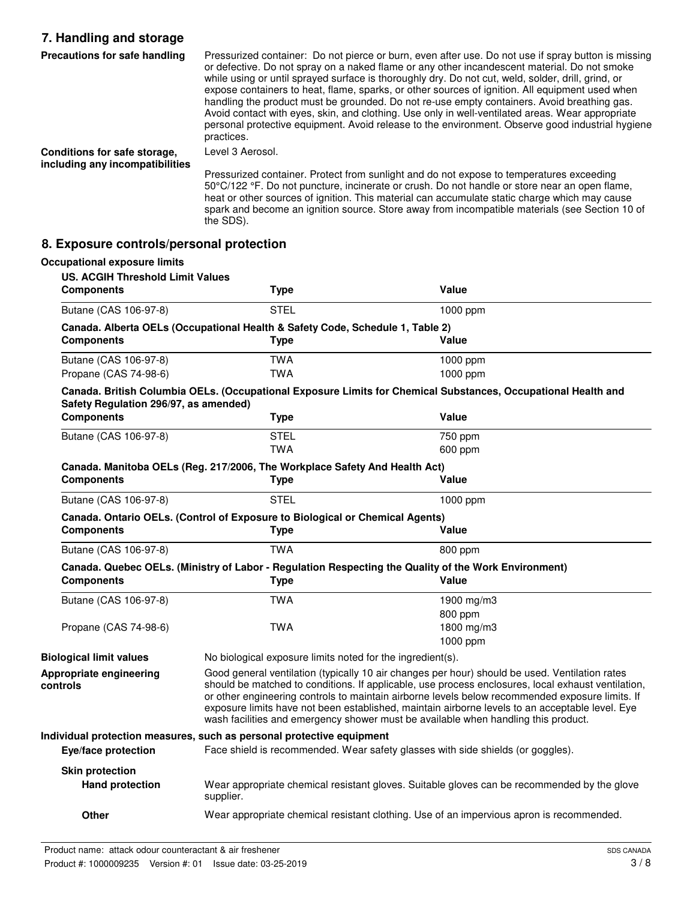## 7. Handling and storage

**Precautions for safe handling**

Pressurized container: Do not pierce or burn, even after use. Do not use if spray button is missing or defective. Do not spray on a naked flame or any other incandescent material. Do not smoke while using or until sprayed surface is thoroughly dry. Do not cut, weld, solder, drill, grind, or expose containers to heat, flame, sparks, or other sources of ignition. All equipment used when handling the product must be grounded. Do not re-use empty containers. Avoid breathing gas. Avoid contact with eyes, skin, and clothing. Use only in well-ventilated areas. Wear appropriate personal protective equipment. Avoid release to the environment. Observe good industrial hygiene practices.

**Conditions for safe storage, including any incompatibilities**

Level 3 Aerosol.

Pressurized container. Protect from sunlight and do not expose to temperatures exceeding 50°C/122 °F. Do not puncture, incinerate or crush. Do not handle or store near an open flame, heat or other sources of ignition. This material can accumulate static charge which may cause spark and become an ignition source. Store away from incompatible materials (see Section 10 of the SDS).

## 8. Exposure controls/personal protection

**Occupational exposure limits**

**US. ACGIH Threshold Limit Values**

| Components | Type | Value |
|---|---|---|
| Butane (CAS 106-97-8) | STEL | 1000 ppm |

**Canada. Alberta OELs (Occupational Health & Safety Code, Schedule 1, Table 2)**

| Components | Type | Value |
|---|---|---|
| Butane (CAS 106-97-8) | TWA | 1000 ppm |
| Propane (CAS 74-98-6) | TWA | 1000 ppm |

**Canada. British Columbia OELs. (Occupational Exposure Limits for Chemical Substances, Occupational Health and Safety Regulation 296/97, as amended)**

| Components | Type | Value |
|---|---|---|
| Butane (CAS 106-97-8) | STEL | 750 ppm |
| | TWA | 600 ppm |

**Canada. Manitoba OELs (Reg. 217/2006, The Workplace Safety And Health Act)**

| Components | Type | Value |
|---|---|---|
| Butane (CAS 106-97-8) | STEL | 1000 ppm |

**Canada. Ontario OELs. (Control of Exposure to Biological or Chemical Agents)**

| Components | Type | Value |
|---|---|---|
| Butane (CAS 106-97-8) | TWA | 800 ppm |

**Canada. Quebec OELs. (Ministry of Labor - Regulation Respecting the Quality of the Work Environment)**

| Components | Type | Value |
|---|---|---|
| Butane (CAS 106-97-8) | TWA | 1900 mg/m3 |
| | | 800 ppm |
| Propane (CAS 74-98-6) | TWA | 1800 mg/m3 |
| | | 1000 ppm |

**Biological limit values**

No biological exposure limits noted for the ingredient(s).

**Appropriate engineering controls**

Good general ventilation (typically 10 air changes per hour) should be used. Ventilation rates should be matched to conditions. If applicable, use process enclosures, local exhaust ventilation, or other engineering controls to maintain airborne levels below recommended exposure limits. If exposure limits have not been established, maintain airborne levels to an acceptable level. Eye wash facilities and emergency shower must be available when handling this product.

**Individual protection measures, such as personal protective equipment**

**Eye/face protection**

Face shield is recommended. Wear safety glasses with side shields (or goggles).

**Skin protection**

**Hand protection**

Wear appropriate chemical resistant gloves. Suitable gloves can be recommended by the glove supplier.

**Other**

Wear appropriate chemical resistant clothing. Use of an impervious apron is recommended.

Product name: attack odour counteractant & air freshener
Product #: 1000009235 Version #: 01 Issue date: 03-25-2019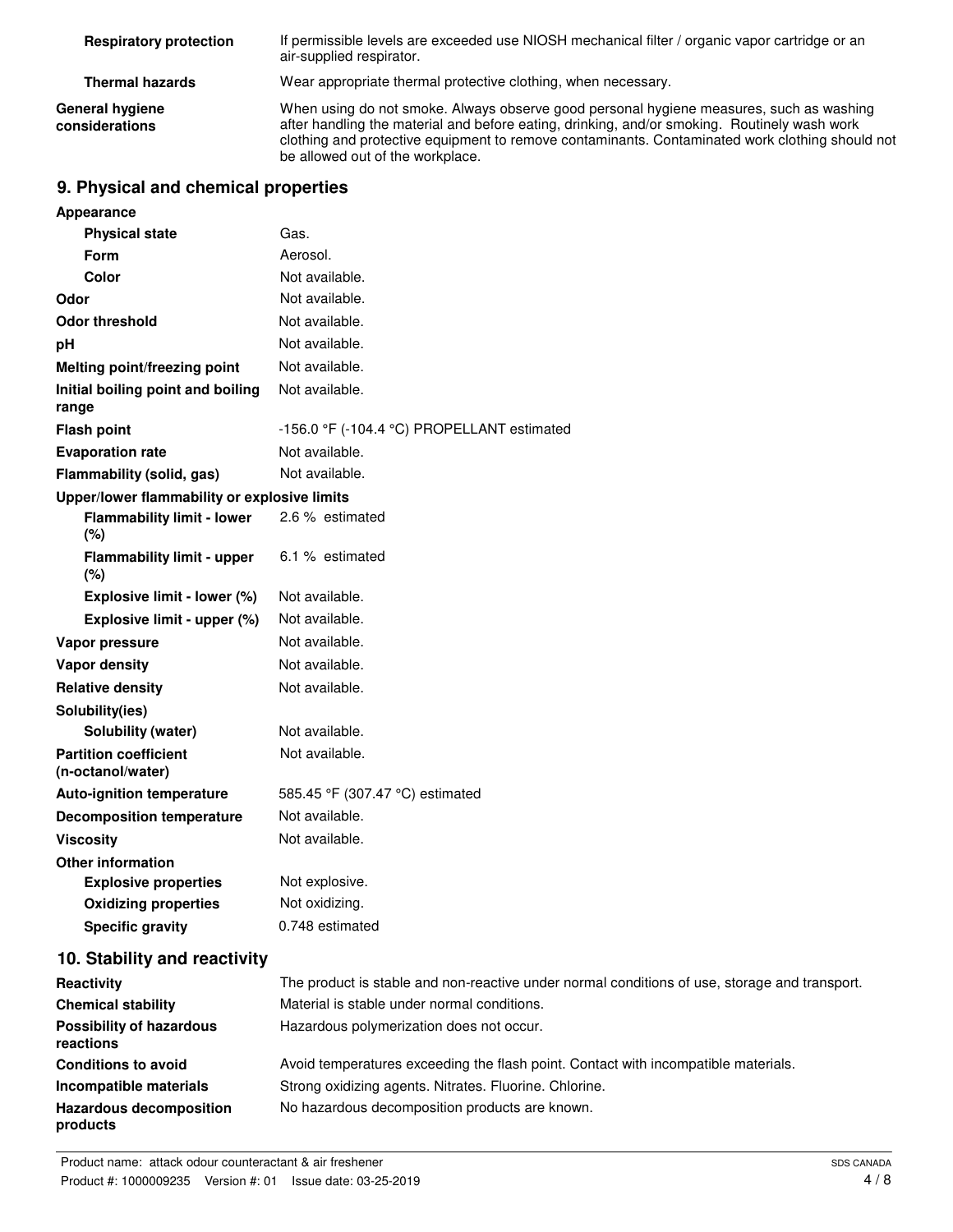| | |
|---|---|
| **Respiratory protection** | If permissible levels are exceeded use NIOSH mechanical filter / organic vapor cartridge or an air-supplied respirator. |
| **Thermal hazards** | Wear appropriate thermal protective clothing, when necessary. |
| **General hygiene considerations** | When using do not smoke. Always observe good personal hygiene measures, such as washing after handling the material and before eating, drinking, and/or smoking. Routinely wash work clothing and protective equipment to remove contaminants. Contaminated work clothing should not be allowed out of the workplace. |

## 9. Physical and chemical properties

| | |
|---|---|
| **Appearance** | |
| **Physical state** | Gas. |
| **Form** | Aerosol. |
| **Color** | Not available. |
| **Odor** | Not available. |
| **Odor threshold** | Not available. |
| **pH** | Not available. |
| **Melting point/freezing point** | Not available. |
| **Initial boiling point and boiling range** | Not available. |
| **Flash point** | -156.0 °F (-104.4 °C) PROPELLANT estimated |
| **Evaporation rate** | Not available. |
| **Flammability (solid, gas)** | Not available. |
| **Upper/lower flammability or explosive limits** | |
| **Flammability limit - lower (%)** | 2.6 % estimated |
| **Flammability limit - upper (%)** | 6.1 % estimated |
| **Explosive limit - lower (%)** | Not available. |
| **Explosive limit - upper (%)** | Not available. |
| **Vapor pressure** | Not available. |
| **Vapor density** | Not available. |
| **Relative density** | Not available. |
| **Solubility(ies)** | |
| **Solubility (water)** | Not available. |
| **Partition coefficient (n-octanol/water)** | Not available. |
| **Auto-ignition temperature** | 585.45 °F (307.47 °C) estimated |
| **Decomposition temperature** | Not available. |
| **Viscosity** | Not available. |
| **Other information** | |
| **Explosive properties** | Not explosive. |
| **Oxidizing properties** | Not oxidizing. |
| **Specific gravity** | 0.748 estimated |

## 10. Stability and reactivity

| | |
|---|---|
| **Reactivity** | The product is stable and non-reactive under normal conditions of use, storage and transport. |
| **Chemical stability** | Material is stable under normal conditions. |
| **Possibility of hazardous reactions** | Hazardous polymerization does not occur. |
| **Conditions to avoid** | Avoid temperatures exceeding the flash point. Contact with incompatible materials. |
| **Incompatible materials** | Strong oxidizing agents. Nitrates. Fluorine. Chlorine. |
| **Hazardous decomposition products** | No hazardous decomposition products are known. |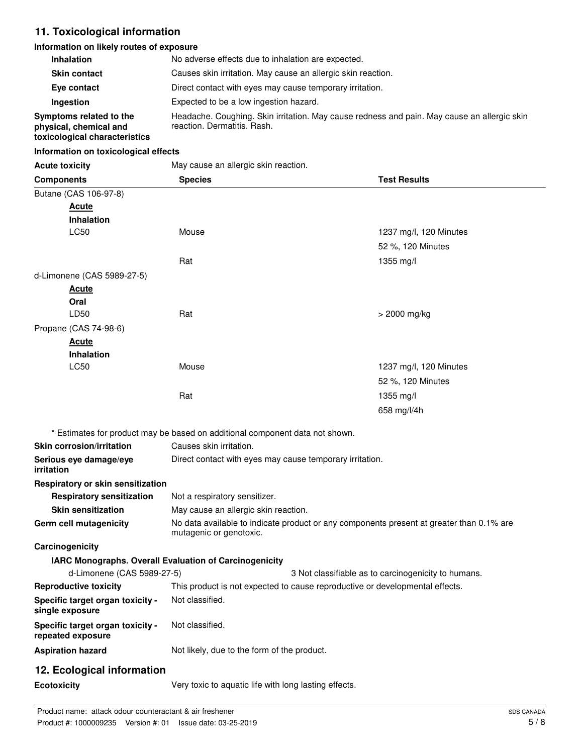## 11. Toxicological information

### Information on likely routes of exposure

| | |
|---|---|
| **Inhalation** | No adverse effects due to inhalation are expected. |
| **Skin contact** | Causes skin irritation. May cause an allergic skin reaction. |
| **Eye contact** | Direct contact with eyes may cause temporary irritation. |
| **Ingestion** | Expected to be a low ingestion hazard. |
| **Symptoms related to the physical, chemical and toxicological characteristics** | Headache. Coughing. Skin irritation. May cause redness and pain. May cause an allergic skin reaction. Dermatitis. Rash. |

### Information on toxicological effects

**Acute toxicity** May cause an allergic skin reaction.

| Components | Species | Test Results |
|---|---|---|
| Butane (CAS 106-97-8) | | |
| **Acute** | | |
| **Inhalation** | | |
| LC50 | Mouse | 1237 mg/l, 120 Minutes |
| | | 52 %, 120 Minutes |
| | Rat | 1355 mg/l |
| d-Limonene (CAS 5989-27-5) | | |
| **Acute** | | |
| **Oral** | | |
| LD50 | Rat | > 2000 mg/kg |
| Propane (CAS 74-98-6) | | |
| **Acute** | | |
| **Inhalation** | | |
| LC50 | Mouse | 1237 mg/l, 120 Minutes |
| | | 52 %, 120 Minutes |
| | Rat | 1355 mg/l |
| | | 658 mg/l/4h |

* Estimates for product may be based on additional component data not shown.

| | |
|---|---|
| **Skin corrosion/irritation** | Causes skin irritation. |
| **Serious eye damage/eye irritation** | Direct contact with eyes may cause temporary irritation. |

**Respiratory or skin sensitization**

| | |
|---|---|
| **Respiratory sensitization** | Not a respiratory sensitizer. |
| **Skin sensitization** | May cause an allergic skin reaction. |
| **Germ cell mutagenicity** | No data available to indicate product or any components present at greater than 0.1% are mutagenic or genotoxic. |

**Carcinogenicity**

**IARC Monographs. Overall Evaluation of Carcinogenicity**

| | |
|---|---|
| d-Limonene (CAS 5989-27-5) | 3 Not classifiable as to carcinogenicity to humans. |

| | |
|---|---|
| **Reproductive toxicity** | This product is not expected to cause reproductive or developmental effects. |
| **Specific target organ toxicity - single exposure** | Not classified. |
| **Specific target organ toxicity - repeated exposure** | Not classified. |
| **Aspiration hazard** | Not likely, due to the form of the product. |

## 12. Ecological information

**Ecotoxicity** Very toxic to aquatic life with long lasting effects.

Product name: attack odour counteractant & air freshener
Product #: 1000009235 Version #: 01 Issue date: 03-25-2019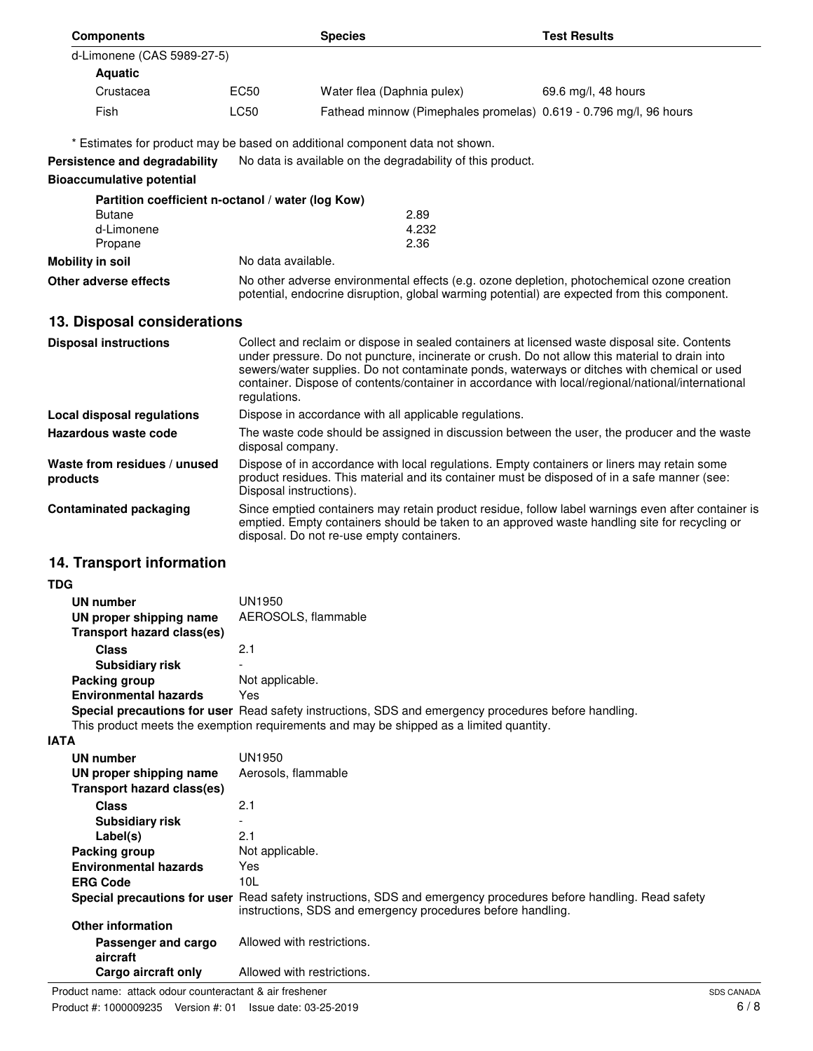| Components | | Species | Test Results |
|---|---|---|---|
| d-Limonene (CAS 5989-27-5) | | | |
| **Aquatic** | | | |
| Crustacea | EC50 | Water flea (Daphnia pulex) | 69.6 mg/l, 48 hours |
| Fish | LC50 | Fathead minnow (Pimephales promelas) | 0.619 - 0.796 mg/l, 96 hours |

\* Estimates for product may be based on additional component data not shown.

**Persistence and degradability** No data is available on the degradability of this product.

**Bioaccumulative potential**

**Partition coefficient n-octanol / water (log Kow)**

| | |
|---|---|
| Butane | 2.89 |
| d-Limonene | 4.232 |
| Propane | 2.36 |

**Mobility in soil** No data available.

**Other adverse effects** No other adverse environmental effects (e.g. ozone depletion, photochemical ozone creation potential, endocrine disruption, global warming potential) are expected from this component.

## 13. Disposal considerations

**Disposal instructions** Collect and reclaim or dispose in sealed containers at licensed waste disposal site. Contents under pressure. Do not puncture, incinerate or crush. Do not allow this material to drain into sewers/water supplies. Do not contaminate ponds, waterways or ditches with chemical or used container. Dispose of contents/container in accordance with local/regional/national/international regulations.

**Local disposal regulations** Dispose in accordance with all applicable regulations.

**Hazardous waste code** The waste code should be assigned in discussion between the user, the producer and the waste disposal company.

**Waste from residues / unused products** Dispose of in accordance with local regulations. Empty containers or liners may retain some product residues. This material and its container must be disposed of in a safe manner (see: Disposal instructions).

**Contaminated packaging** Since emptied containers may retain product residue, follow label warnings even after container is emptied. Empty containers should be taken to an approved waste handling site for recycling or disposal. Do not re-use empty containers.

## 14. Transport information

**TDG**

**UN number** UN1950

**UN proper shipping name** AEROSOLS, flammable

**Transport hazard class(es)**

**Class** 2.1

**Subsidiary risk** -

**Packing group** Not applicable.

**Environmental hazards** Yes

**Special precautions for user** Read safety instructions, SDS and emergency procedures before handling.

This product meets the exemption requirements and may be shipped as a limited quantity.

**IATA**

**UN number** UN1950

**UN proper shipping name** Aerosols, flammable

**Transport hazard class(es)**

**Class** 2.1

**Subsidiary risk** -

**Label(s)** 2.1

**Packing group** Not applicable.

**Environmental hazards** Yes

**ERG Code** 10L

**Special precautions for user** Read safety instructions, SDS and emergency procedures before handling. Read safety instructions, SDS and emergency procedures before handling.

**Other information**

**Passenger and cargo aircraft** Allowed with restrictions.

**Cargo aircraft only** Allowed with restrictions.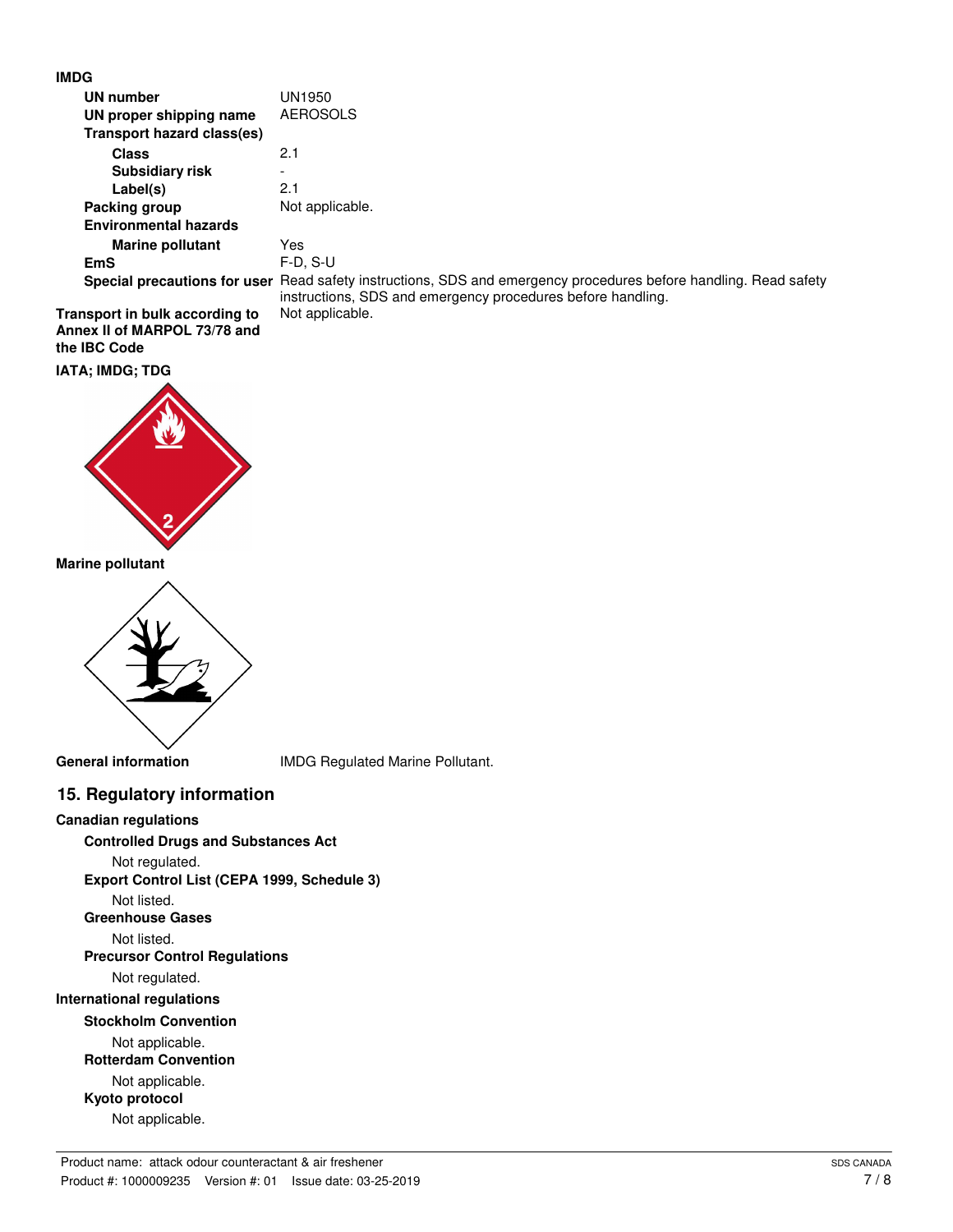**IMDG**

| | |
|---|---|
| **UN number** | UN1950 |
| **UN proper shipping name** | AEROSOLS |
| **Transport hazard class(es)** | |
| **Class** | 2.1 |
| **Subsidiary risk** | - |
| **Label(s)** | 2.1 |
| **Packing group** | Not applicable. |
| **Environmental hazards** | |
| **Marine pollutant** | Yes |
| **EmS** | F-D, S-U |
| **Special precautions for user** | Read safety instructions, SDS and emergency procedures before handling. Read safety instructions, SDS and emergency procedures before handling. |

**Transport in bulk according to Annex II of MARPOL 73/78 and the IBC Code** Not applicable.

**IATA; IMDG; TDG**

**Marine pollutant**

**General information** IMDG Regulated Marine Pollutant.

## 15. Regulatory information

**Canadian regulations**

**Controlled Drugs and Substances Act**

Not regulated.

**Export Control List (CEPA 1999, Schedule 3)**

Not listed.

**Greenhouse Gases**

Not listed.

**Precursor Control Regulations**

Not regulated.

**International regulations**

**Stockholm Convention**

Not applicable.

**Rotterdam Convention**

Not applicable.

**Kyoto protocol**

Not applicable.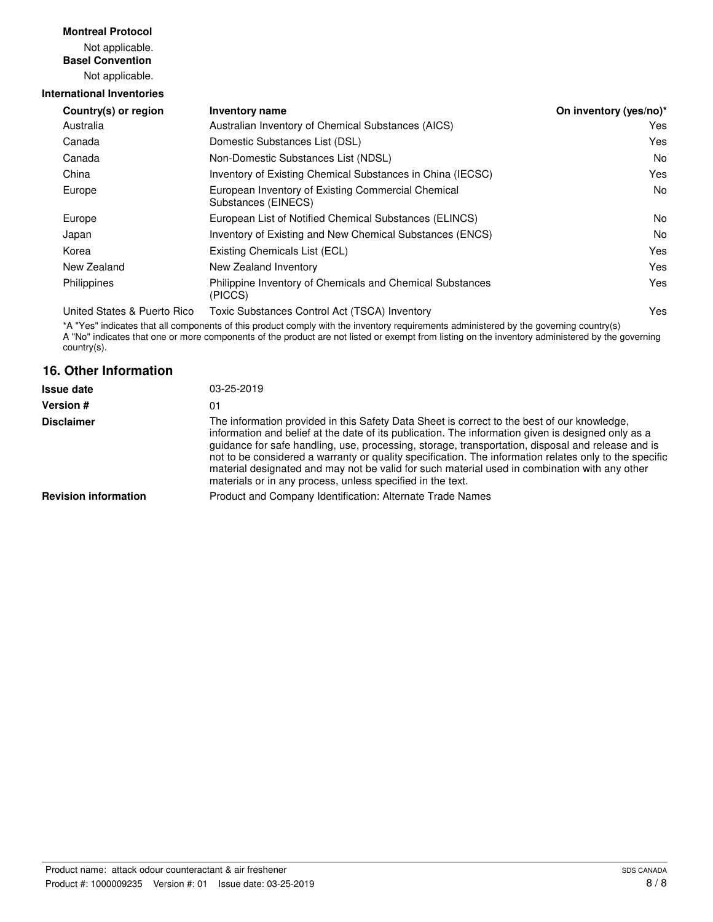**Montreal Protocol**

Not applicable.

**Basel Convention**

Not applicable.

**International Inventories**

| Country(s) or region | Inventory name | On inventory (yes/no)* |
|---|---|---|
| Australia | Australian Inventory of Chemical Substances (AICS) | Yes |
| Canada | Domestic Substances List (DSL) | Yes |
| Canada | Non-Domestic Substances List (NDSL) | No |
| China | Inventory of Existing Chemical Substances in China (IECSC) | Yes |
| Europe | European Inventory of Existing Commercial Chemical Substances (EINECS) | No |
| Europe | European List of Notified Chemical Substances (ELINCS) | No |
| Japan | Inventory of Existing and New Chemical Substances (ENCS) | No |
| Korea | Existing Chemicals List (ECL) | Yes |
| New Zealand | New Zealand Inventory | Yes |
| Philippines | Philippine Inventory of Chemicals and Chemical Substances (PICCS) | Yes |
| United States & Puerto Rico | Toxic Substances Control Act (TSCA) Inventory | Yes |

*A "Yes" indicates that all components of this product comply with the inventory requirements administered by the governing country(s)
A "No" indicates that one or more components of the product are not listed or exempt from listing on the inventory administered by the governing country(s).

## 16. Other Information

**Issue date** 03-25-2019

**Version #** 01

**Disclaimer** The information provided in this Safety Data Sheet is correct to the best of our knowledge, information and belief at the date of its publication. The information given is designed only as a guidance for safe handling, use, processing, storage, transportation, disposal and release and is not to be considered a warranty or quality specification. The information relates only to the specific material designated and may not be valid for such material used in combination with any other materials or in any process, unless specified in the text.

**Revision information** Product and Company Identification: Alternate Trade Names